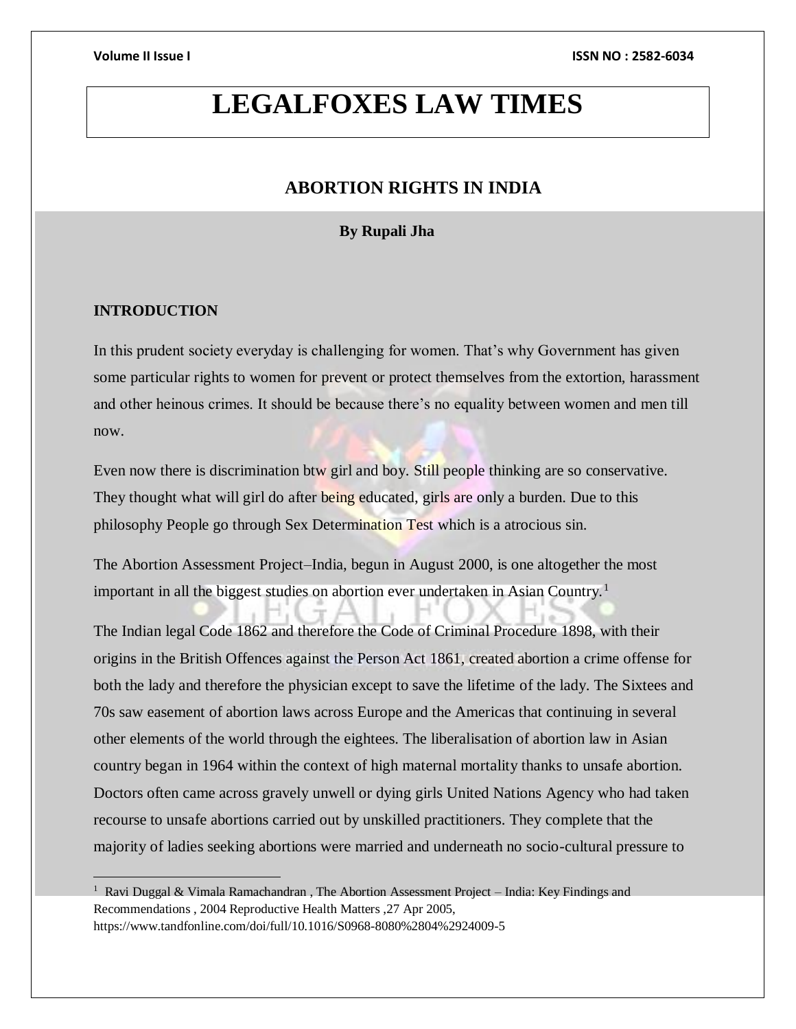# LEGALFOXES LAW TIMES

## ABORTION RIGHTS IN INDIA

**By Rupali Jha**

### INTRODUCTION

In this prudent society everyday is challenging for women. That's why Government has given some particular rights to women for prevent or protect themselves from the extortion, harassment and other heinous crimes. It should be because there's no equality between women and men till now.

Even now there is discrimination btw girl and boy. Still people thinking are so conservative. They thought what will girl do after being educated, girls are only a burden. Due to this philosophy People go through Sex Determination Test which is a atrocious sin.

The Abortion Assessment Project–India, begun in August 2000, is one altogether the most important in all the biggest studies on abortion ever undertaken in Asian Country.[1]

The Indian legal Code 1862 and therefore the Code of Criminal Procedure 1898, with their origins in the British Offences against the Person Act 1861, created abortion a crime offense for both the lady and therefore the physician except to save the lifetime of the lady. The Sixtees and 70s saw easement of abortion laws across Europe and the Americas that continuing in several other elements of the world through the eightees. The liberalisation of abortion law in Asian country began in 1964 within the context of high maternal mortality thanks to unsafe abortion. Doctors often came across gravely unwell or dying girls United Nations Agency who had taken recourse to unsafe abortions carried out by unskilled practitioners. They complete that the majority of ladies seeking abortions were married and underneath no socio-cultural pressure to

---

[1] Ravi Duggal & Vimala Ramachandran , The Abortion Assessment Project – India: Key Findings and Recommendations , 2004 Reproductive Health Matters ,27 Apr 2005, https://www.tandfonline.com/doi/full/10.1016/S0968-8080%2804%2924009-5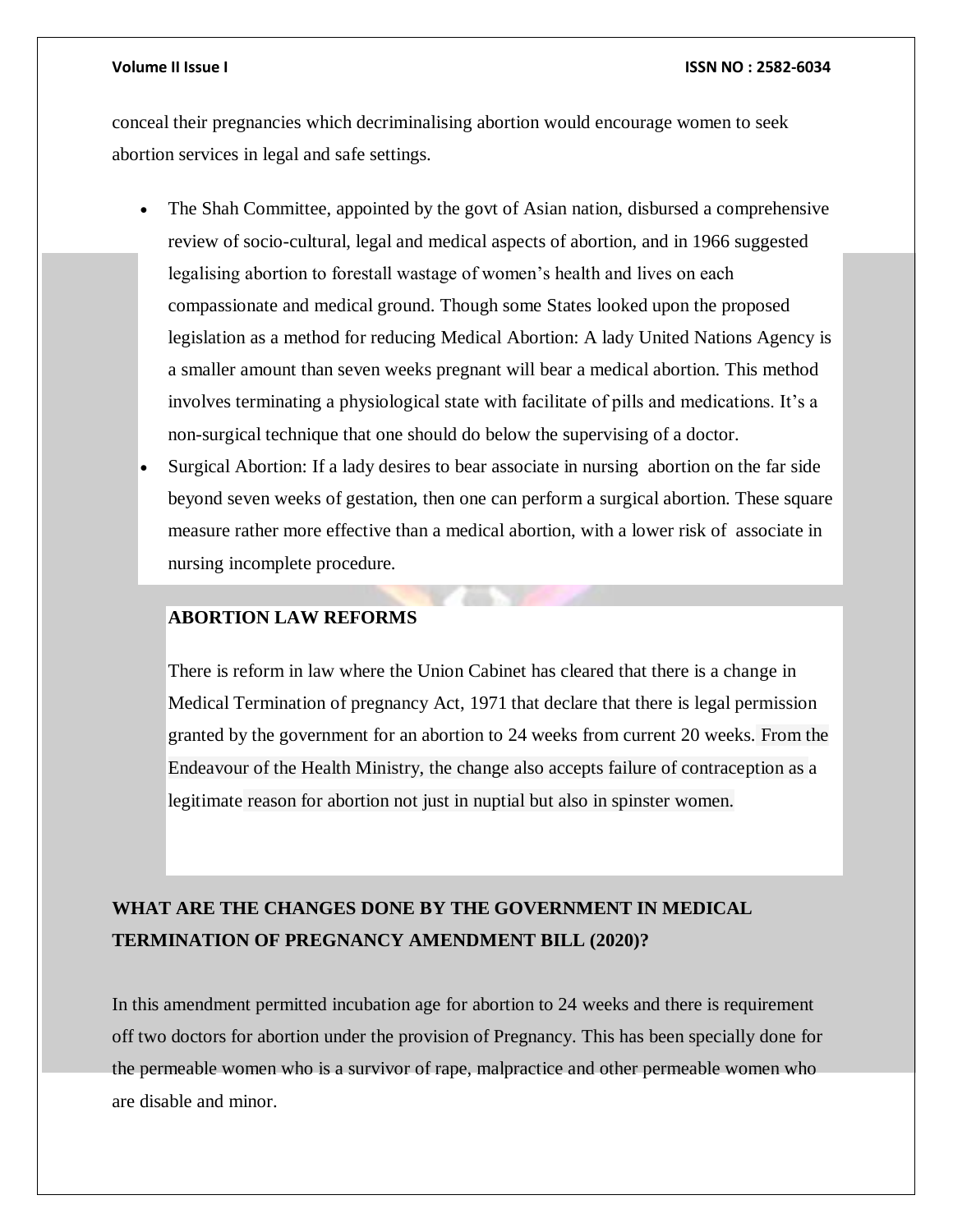conceal their pregnancies which decriminalising abortion would encourage women to seek abortion services in legal and safe settings.

- The Shah Committee, appointed by the govt of Asian nation, disbursed a comprehensive review of socio-cultural, legal and medical aspects of abortion, and in 1966 suggested legalising abortion to forestall wastage of women's health and lives on each compassionate and medical ground. Though some States looked upon the proposed legislation as a method for reducing Medical Abortion: A lady United Nations Agency is a smaller amount than seven weeks pregnant will bear a medical abortion. This method involves terminating a physiological state with facilitate of pills and medications. It's a non-surgical technique that one should do below the supervising of a doctor.
- Surgical Abortion: If a lady desires to bear associate in nursing abortion on the far side beyond seven weeks of gestation, then one can perform a surgical abortion. These square measure rather more effective than a medical abortion, with a lower risk of associate in nursing incomplete procedure.

## ABORTION LAW REFORMS

There is reform in law where the Union Cabinet has cleared that there is a change in Medical Termination of pregnancy Act, 1971 that declare that there is legal permission granted by the government for an abortion to 24 weeks from current 20 weeks. From the Endeavour of the Health Ministry, the change also accepts failure of contraception as a legitimate reason for abortion not just in nuptial but also in spinster women.

## WHAT ARE THE CHANGES DONE BY THE GOVERNMENT IN MEDICAL TERMINATION OF PREGNANCY AMENDMENT BILL (2020)?

In this amendment permitted incubation age for abortion to 24 weeks and there is requirement off two doctors for abortion under the provision of Pregnancy. This has been specially done for the permeable women who is a survivor of rape, malpractice and other permeable women who are disable and minor.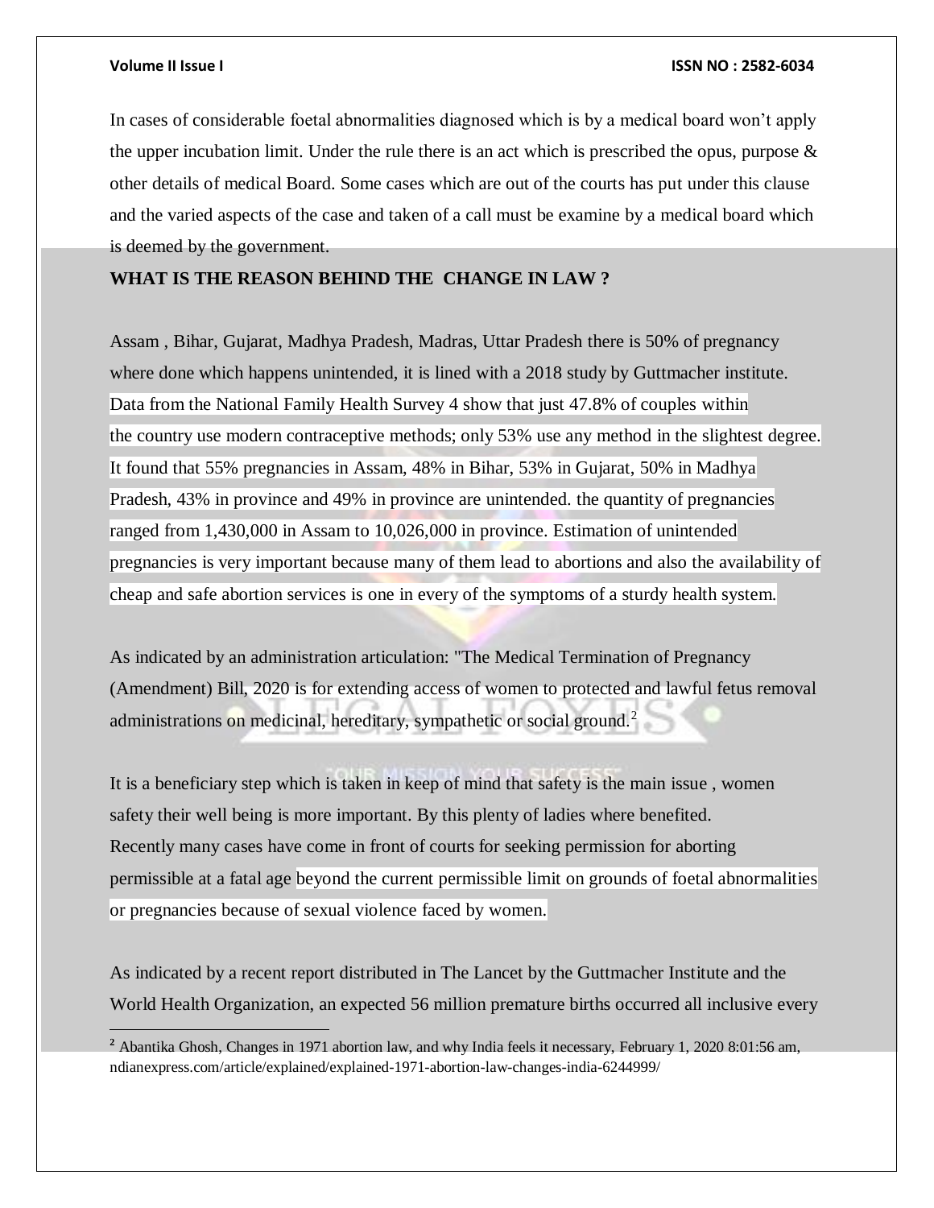In cases of considerable foetal abnormalities diagnosed which is by a medical board won't apply the upper incubation limit. Under the rule there is an act which is prescribed the opus, purpose & other details of medical Board. Some cases which are out of the courts has put under this clause and the varied aspects of the case and taken of a call must be examine by a medical board which is deemed by the government.

**WHAT IS THE REASON BEHIND THE CHANGE IN LAW ?**

Assam , Bihar, Gujarat, Madhya Pradesh, Madras, Uttar Pradesh there is 50% of pregnancy where done which happens unintended, it is lined with a 2018 study by Guttmacher institute. Data from the National Family Health Survey 4 show that just 47.8% of couples within the country use modern contraceptive methods; only 53% use any method in the slightest degree. It found that 55% pregnancies in Assam, 48% in Bihar, 53% in Gujarat, 50% in Madhya Pradesh, 43% in province and 49% in province are unintended. the quantity of pregnancies ranged from 1,430,000 in Assam to 10,026,000 in province. Estimation of unintended pregnancies is very important because many of them lead to abortions and also the availability of cheap and safe abortion services is one in every of the symptoms of a sturdy health system.

As indicated by an administration articulation: "The Medical Termination of Pregnancy (Amendment) Bill, 2020 is for extending access of women to protected and lawful fetus removal administrations on medicinal, hereditary, sympathetic or social ground.[2]

It is a beneficiary step which is taken in keep of mind that safety is the main issue , women safety their well being is more important. By this plenty of ladies where benefited. Recently many cases have come in front of courts for seeking permission for aborting permissible at a fatal age beyond the current permissible limit on grounds of foetal abnormalities or pregnancies because of sexual violence faced by women.

As indicated by a recent report distributed in The Lancet by the Guttmacher Institute and the World Health Organization, an expected 56 million premature births occurred all inclusive every

---

[2] Abantika Ghosh, Changes in 1971 abortion law, and why India feels it necessary, February 1, 2020 8:01:56 am, ndianexpress.com/article/explained/explained-1971-abortion-law-changes-india-6244999/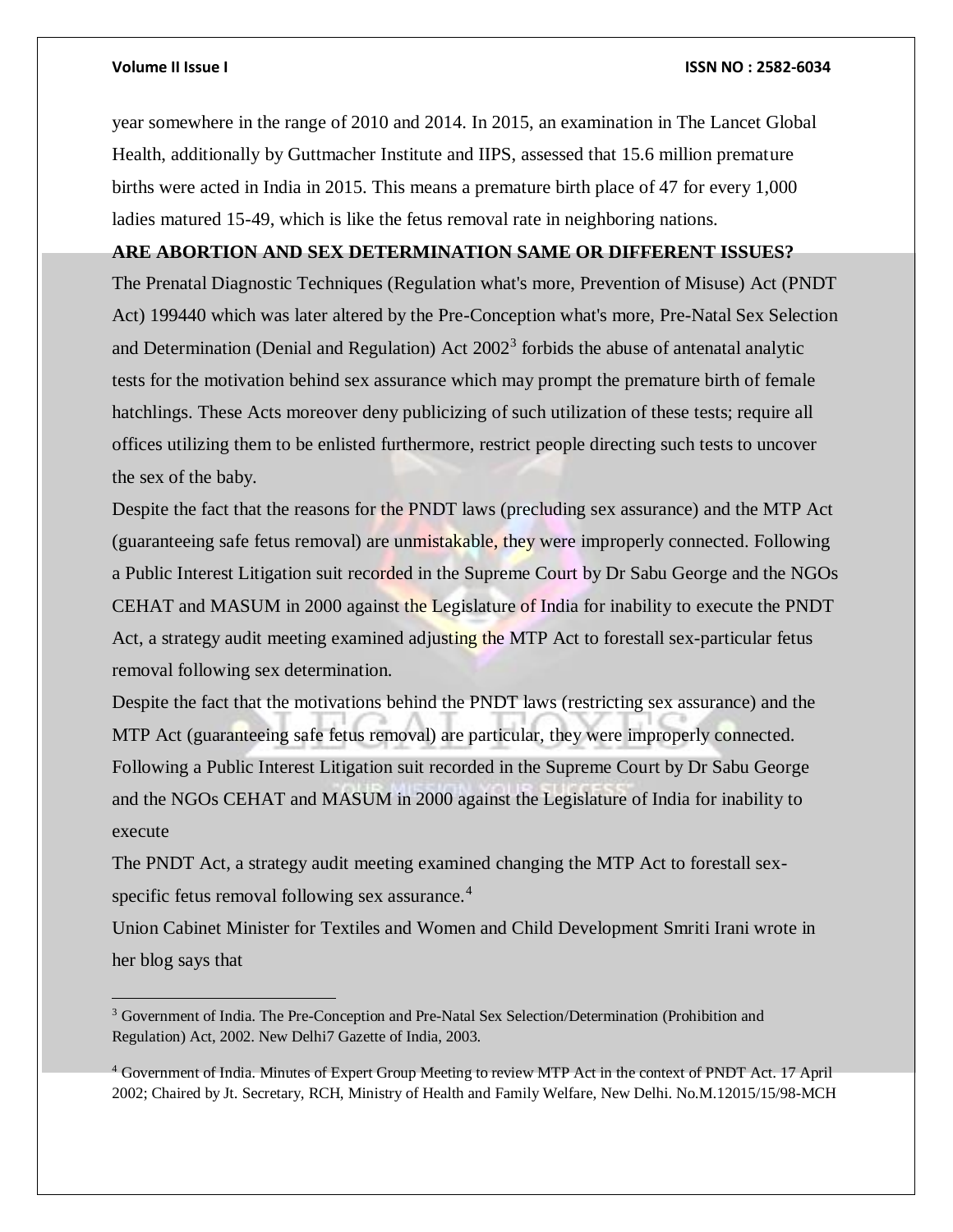year somewhere in the range of 2010 and 2014. In 2015, an examination in The Lancet Global Health, additionally by Guttmacher Institute and IIPS, assessed that 15.6 million premature births were acted in India in 2015. This means a premature birth place of 47 for every 1,000 ladies matured 15-49, which is like the fetus removal rate in neighboring nations.

**ARE ABORTION AND SEX DETERMINATION SAME OR DIFFERENT ISSUES?**

The Prenatal Diagnostic Techniques (Regulation what's more, Prevention of Misuse) Act (PNDT Act) 199440 which was later altered by the Pre-Conception what's more, Pre-Natal Sex Selection and Determination (Denial and Regulation) Act 2002[3] forbids the abuse of antenatal analytic tests for the motivation behind sex assurance which may prompt the premature birth of female hatchlings. These Acts moreover deny publicizing of such utilization of these tests; require all offices utilizing them to be enlisted furthermore, restrict people directing such tests to uncover the sex of the baby.

Despite the fact that the reasons for the PNDT laws (precluding sex assurance) and the MTP Act (guaranteeing safe fetus removal) are unmistakable, they were improperly connected. Following a Public Interest Litigation suit recorded in the Supreme Court by Dr Sabu George and the NGOs CEHAT and MASUM in 2000 against the Legislature of India for inability to execute the PNDT Act, a strategy audit meeting examined adjusting the MTP Act to forestall sex-particular fetus removal following sex determination.

Despite the fact that the motivations behind the PNDT laws (restricting sex assurance) and the MTP Act (guaranteeing safe fetus removal) are particular, they were improperly connected. Following a Public Interest Litigation suit recorded in the Supreme Court by Dr Sabu George and the NGOs CEHAT and MASUM in 2000 against the Legislature of India for inability to execute

The PNDT Act, a strategy audit meeting examined changing the MTP Act to forestall sex-specific fetus removal following sex assurance.[4]

Union Cabinet Minister for Textiles and Women and Child Development Smriti Irani wrote in her blog says that

---

[3] Government of India. The Pre-Conception and Pre-Natal Sex Selection/Determination (Prohibition and Regulation) Act, 2002. New Delhi7 Gazette of India, 2003.

[4] Government of India. Minutes of Expert Group Meeting to review MTP Act in the context of PNDT Act. 17 April 2002; Chaired by Jt. Secretary, RCH, Ministry of Health and Family Welfare, New Delhi. No.M.12015/15/98-MCH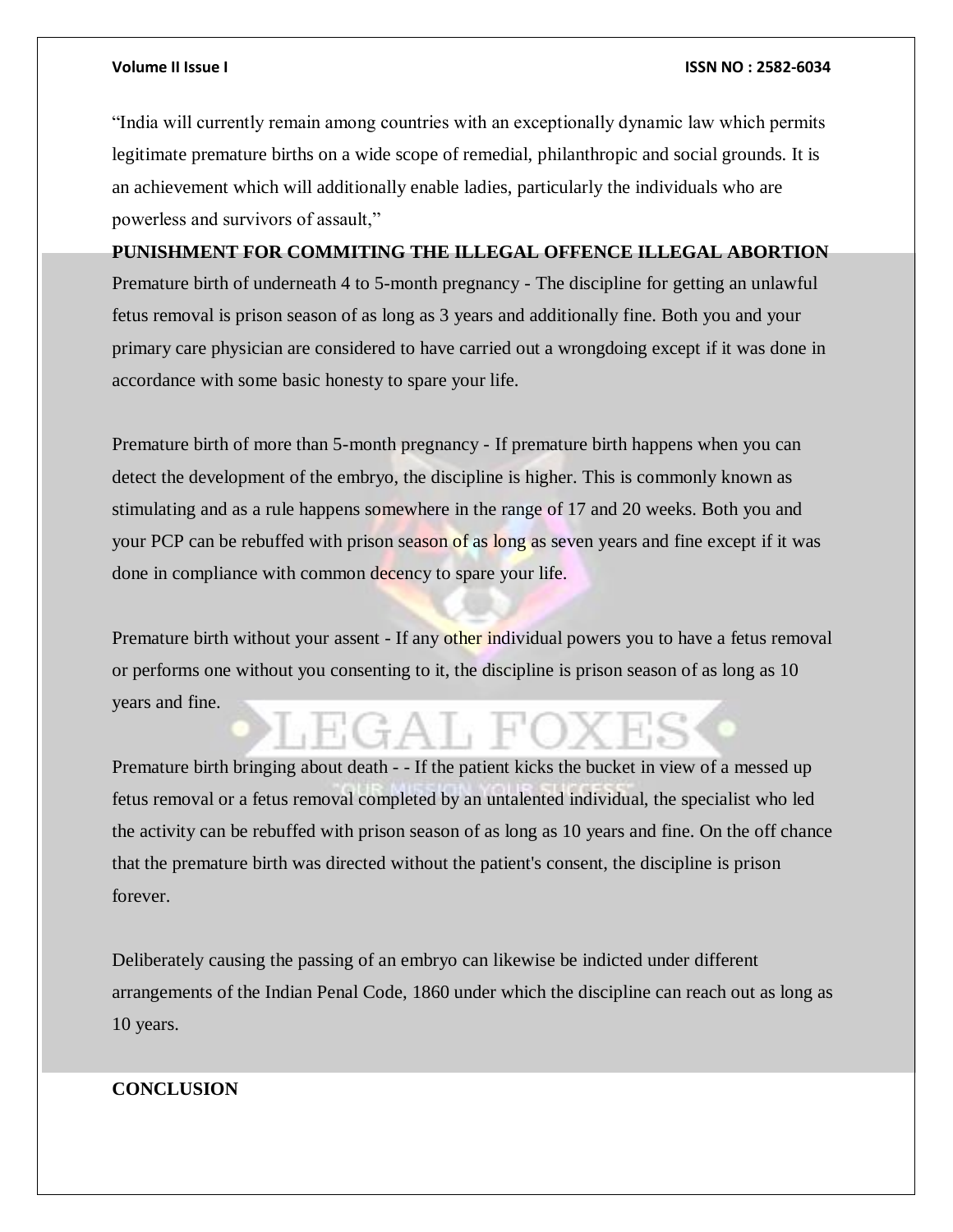"India will currently remain among countries with an exceptionally dynamic law which permits legitimate premature births on a wide scope of remedial, philanthropic and social grounds. It is an achievement which will additionally enable ladies, particularly the individuals who are powerless and survivors of assault,"

**PUNISHMENT FOR COMMITING THE ILLEGAL OFFENCE ILLEGAL ABORTION**

Premature birth of underneath 4 to 5-month pregnancy - The discipline for getting an unlawful fetus removal is prison season of as long as 3 years and additionally fine. Both you and your primary care physician are considered to have carried out a wrongdoing except if it was done in accordance with some basic honesty to spare your life.

Premature birth of more than 5-month pregnancy - If premature birth happens when you can detect the development of the embryo, the discipline is higher. This is commonly known as stimulating and as a rule happens somewhere in the range of 17 and 20 weeks. Both you and your PCP can be rebuffed with prison season of as long as seven years and fine except if it was done in compliance with common decency to spare your life.

Premature birth without your assent - If any other individual powers you to have a fetus removal or performs one without you consenting to it, the discipline is prison season of as long as 10 years and fine.

Premature birth bringing about death - - If the patient kicks the bucket in view of a messed up fetus removal or a fetus removal completed by an untalented individual, the specialist who led the activity can be rebuffed with prison season of as long as 10 years and fine. On the off chance that the premature birth was directed without the patient's consent, the discipline is prison forever.

Deliberately causing the passing of an embryo can likewise be indicted under different arrangements of the Indian Penal Code, 1860 under which the discipline can reach out as long as 10 years.

**CONCLUSION**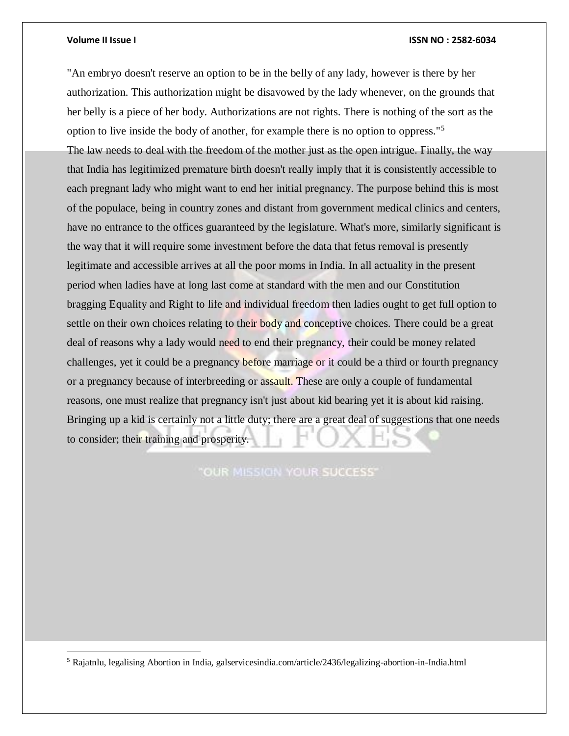"An embryo doesn't reserve an option to be in the belly of any lady, however is there by her authorization. This authorization might be disavowed by the lady whenever, on the grounds that her belly is a piece of her body. Authorizations are not rights. There is nothing of the sort as the option to live inside the body of another, for example there is no option to oppress."[5]

The law needs to deal with the freedom of the mother just as the open intrigue. Finally, the way that India has legitimized premature birth doesn't really imply that it is consistently accessible to each pregnant lady who might want to end her initial pregnancy. The purpose behind this is most of the populace, being in country zones and distant from government medical clinics and centers, have no entrance to the offices guaranteed by the legislature. What's more, similarly significant is the way that it will require some investment before the data that fetus removal is presently legitimate and accessible arrives at all the poor moms in India. In all actuality in the present period when ladies have at long last come at standard with the men and our Constitution bragging Equality and Right to life and individual freedom then ladies ought to get full option to settle on their own choices relating to their body and conceptive choices. There could be a great deal of reasons why a lady would need to end their pregnancy, their could be money related challenges, yet it could be a pregnancy before marriage or it could be a third or fourth pregnancy or a pregnancy because of interbreeding or assault. These are only a couple of fundamental reasons, one must realize that pregnancy isn't just about kid bearing yet it is about kid raising. Bringing up a kid is certainly not a little duty; there are a great deal of suggestions that one needs to consider; their training and prosperity.

---

[5] Rajatnlu, legalising Abortion in India, galservicesindia.com/article/2436/legalizing-abortion-in-India.html